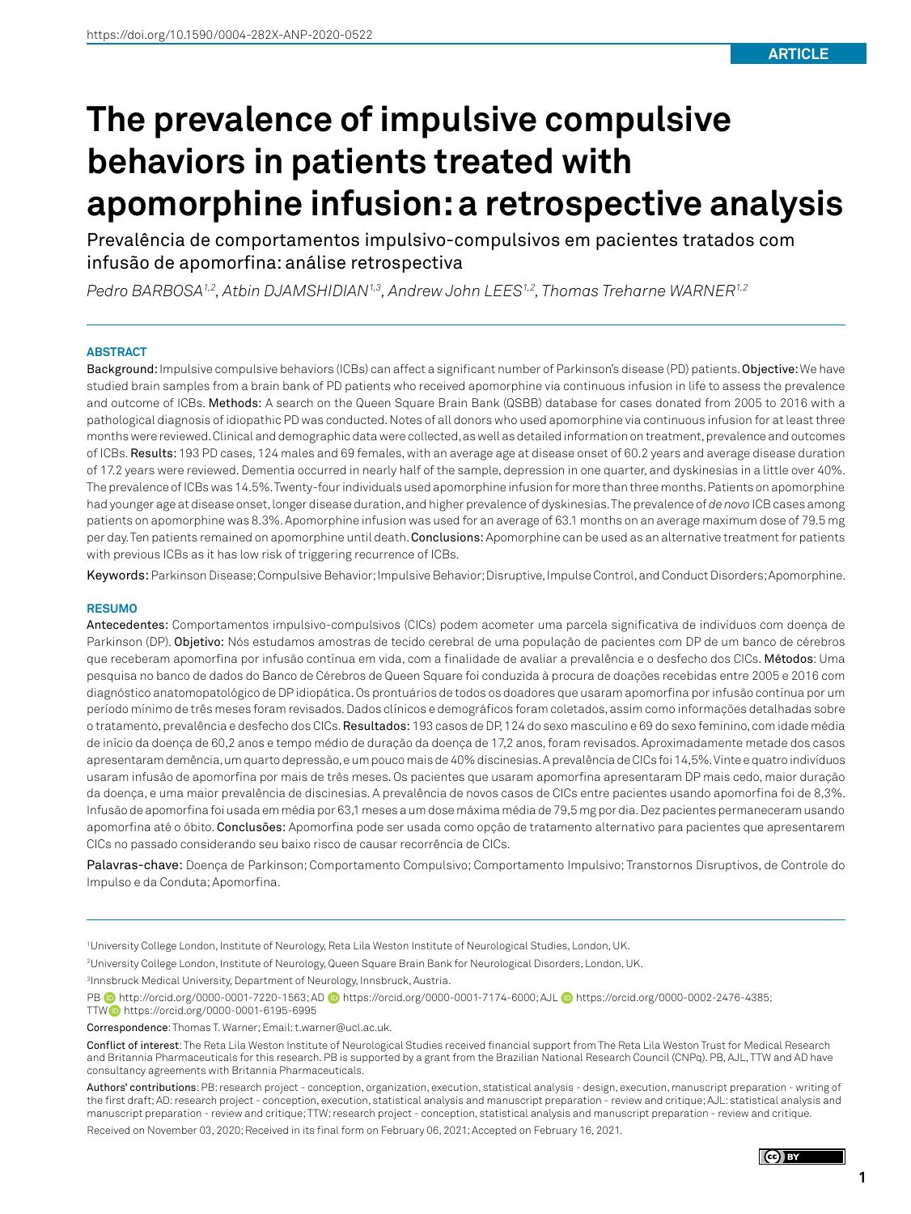https://doi.org/10.1590/0004-282X-ANP-2020-0522

ARTICLE

# The prevalence of impulsive compulsive behaviors in patients treated with apomorphine infusion: a retrospective analysis

Prevalência de comportamentos impulsivo-compulsivos em pacientes tratados com infusão de apomorfina: análise retrospectiva

*Pedro BARBOSA[1,2], Atbin DJAMSHIDIAN[1,3], Andrew John LEES[1,2], Thomas Treharne WARNER[1,2]*

## ABSTRACT

**Background:** Impulsive compulsive behaviors (ICBs) can affect a significant number of Parkinson's disease (PD) patients. **Objective:** We have studied brain samples from a brain bank of PD patients who received apomorphine via continuous infusion in life to assess the prevalence and outcome of ICBs. **Methods:** A search on the Queen Square Brain Bank (QSBB) database for cases donated from 2005 to 2016 with a pathological diagnosis of idiopathic PD was conducted. Notes of all donors who used apomorphine via continuous infusion for at least three months were reviewed. Clinical and demographic data were collected, as well as detailed information on treatment, prevalence and outcomes of ICBs. **Results:** 193 PD cases, 124 males and 69 females, with an average age at disease onset of 60.2 years and average disease duration of 17.2 years were reviewed. Dementia occurred in nearly half of the sample, depression in one quarter, and dyskinesias in a little over 40%. The prevalence of ICBs was 14.5%. Twenty-four individuals used apomorphine infusion for more than three months. Patients on apomorphine had younger age at disease onset, longer disease duration, and higher prevalence of dyskinesias. The prevalence of *de novo* ICB cases among patients on apomorphine was 8.3%. Apomorphine infusion was used for an average of 63.1 months on an average maximum dose of 79.5 mg per day. Ten patients remained on apomorphine until death. **Conclusions:** Apomorphine can be used as an alternative treatment for patients with previous ICBs as it has low risk of triggering recurrence of ICBs.

**Keywords:** Parkinson Disease; Compulsive Behavior; Impulsive Behavior; Disruptive, Impulse Control, and Conduct Disorders; Apomorphine.

## RESUMO

**Antecedentes:** Comportamentos impulsivo-compulsivos (CICs) podem acometer uma parcela significativa de indivíduos com doença de Parkinson (DP). **Objetivo:** Nós estudamos amostras de tecido cerebral de uma população de pacientes com DP de um banco de cérebros que receberam apomorfina por infusão contínua em vida, com a finalidade de avaliar a prevalência e o desfecho dos CICs. **Métodos**: Uma pesquisa no banco de dados do Banco de Cérebros de Queen Square foi conduzida à procura de doações recebidas entre 2005 e 2016 com diagnóstico anatomopatológico de DP idiopática. Os prontuários de todos os doadores que usaram apomorfina por infusão contínua por um período mínimo de três meses foram revisados. Dados clínicos e demográficos foram coletados, assim como informações detalhadas sobre o tratamento, prevalência e desfecho dos CICs. **Resultados:** 193 casos de DP, 124 do sexo masculino e 69 do sexo feminino, com idade média de início da doença de 60,2 anos e tempo médio de duração da doença de 17,2 anos, foram revisados. Aproximadamente metade dos casos apresentaram demência, um quarto depressão, e um pouco mais de 40% discinesias. A prevalência de CICs foi 14,5%. Vinte e quatro indivíduos usaram infusão de apomorfina por mais de três meses. Os pacientes que usaram apomorfina apresentaram DP mais cedo, maior duração da doença, e uma maior prevalência de discinesias. A prevalência de novos casos de CICs entre pacientes usando apomorfina foi de 8,3%. Infusão de apomorfina foi usada em média por 63,1 meses a um dose máxima média de 79,5 mg por dia. Dez pacientes permaneceram usando apomorfina até o óbito. **Conclusões:** Apomorfina pode ser usada como opção de tratamento alternativo para pacientes que apresentarem CICs no passado considerando seu baixo risco de causar recorrência de CICs.

**Palavras-chave:** Doença de Parkinson; Comportamento Compulsivo; Comportamento Impulsivo; Transtornos Disruptivos, de Controle do Impulso e da Conduta; Apomorfina.

---

[1]University College London, Institute of Neurology, Reta Lila Weston Institute of Neurological Studies, London, UK.

[2]University College London, Institute of Neurology, Queen Square Brain Bank for Neurological Disorders, London, UK.

[3]Innsbruck Medical University, Department of Neurology, Innsbruck, Austria.

PB http://orcid.org/0000-0001-7220-1563; AD https://orcid.org/0000-0001-7174-6000; AJL https://orcid.org/0000-0002-2476-4385; TTW https://orcid.org/0000-0001-6195-6995

**Correspondence**: Thomas T. Warner; Email: t.warner@ucl.ac.uk.

**Conflict of interest**: The Reta Lila Weston Institute of Neurological Studies received financial support from The Reta Lila Weston Trust for Medical Research and Britannia Pharmaceuticals for this research. PB is supported by a grant from the Brazilian National Research Council (CNPq). PB, AJL, TTW and AD have consultancy agreements with Britannia Pharmaceuticals.

**Authors' contributions**: PB: research project - conception, organization, execution, statistical analysis - design, execution, manuscript preparation - writing of the first draft; AD: research project - conception, execution, statistical analysis and manuscript preparation - review and critique; AJL: statistical analysis and manuscript preparation - review and critique; TTW: research project - conception, statistical analysis and manuscript preparation - review and critique.

Received on November 03, 2020; Received in its final form on February 06, 2021; Accepted on February 16, 2021.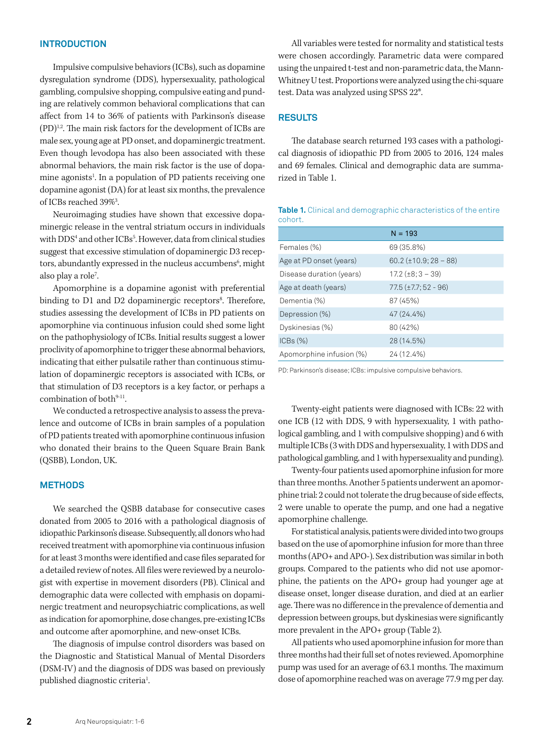## INTRODUCTION

Impulsive compulsive behaviors (ICBs), such as dopamine dysregulation syndrome (DDS), hypersexuality, pathological gambling, compulsive shopping, compulsive eating and punding are relatively common behavioral complications that can affect from 14 to 36% of patients with Parkinson's disease (PD)[1,2]. The main risk factors for the development of ICBs are male sex, young age at PD onset, and dopaminergic treatment. Even though levodopa has also been associated with these abnormal behaviors, the main risk factor is the use of dopamine agonists[1]. In a population of PD patients receiving one dopamine agonist (DA) for at least six months, the prevalence of ICBs reached 39%[3].

Neuroimaging studies have shown that excessive dopaminergic release in the ventral striatum occurs in individuals with DDS[4] and other ICBs[5]. However, data from clinical studies suggest that excessive stimulation of dopaminergic D3 receptors, abundantly expressed in the nucleus accumbens[6], might also play a role[7].

Apomorphine is a dopamine agonist with preferential binding to D1 and D2 dopaminergic receptors[8]. Therefore, studies assessing the development of ICBs in PD patients on apomorphine via continuous infusion could shed some light on the pathophysiology of ICBs. Initial results suggest a lower proclivity of apomorphine to trigger these abnormal behaviors, indicating that either pulsatile rather than continuous stimulation of dopaminergic receptors is associated with ICBs, or that stimulation of D3 receptors is a key factor, or perhaps a combination of both[9-11].

We conducted a retrospective analysis to assess the prevalence and outcome of ICBs in brain samples of a population of PD patients treated with apomorphine continuous infusion who donated their brains to the Queen Square Brain Bank (QSBB), London, UK.

## METHODS

We searched the QSBB database for consecutive cases donated from 2005 to 2016 with a pathological diagnosis of idiopathic Parkinson's disease. Subsequently, all donors who had received treatment with apomorphine via continuous infusion for at least 3 months were identified and case files separated for a detailed review of notes. All files were reviewed by a neurologist with expertise in movement disorders (PB). Clinical and demographic data were collected with emphasis on dopaminergic treatment and neuropsychiatric complications, as well as indication for apomorphine, dose changes, pre-existing ICBs and outcome after apomorphine, and new-onset ICBs.

The diagnosis of impulse control disorders was based on the Diagnostic and Statistical Manual of Mental Disorders (DSM-IV) and the diagnosis of DDS was based on previously published diagnostic criteria[1].

All variables were tested for normality and statistical tests were chosen accordingly. Parametric data were compared using the unpaired t-test and non-parametric data, the Mann-Whitney U test. Proportions were analyzed using the chi-square test. Data was analyzed using SPSS 22®.

## RESULTS

The database search returned 193 cases with a pathological diagnosis of idiopathic PD from 2005 to 2016, 124 males and 69 females. Clinical and demographic data are summarized in Table 1.

**Table 1.** Clinical and demographic characteristics of the entire cohort.

| | N = 193 |
|---|---|
| Females (%) | 69 (35.8%) |
| Age at PD onset (years) | 60.2 (±10.9; 28 – 88) |
| Disease duration (years) | 17.2 (±8; 3 – 39) |
| Age at death (years) | 77.5 (±7.7; 52 - 96) |
| Dementia (%) | 87 (45%) |
| Depression (%) | 47 (24.4%) |
| Dyskinesias (%) | 80 (42%) |
| ICBs (%) | 28 (14.5%) |
| Apomorphine infusion (%) | 24 (12.4%) |

PD: Parkinson's disease; ICBs: impulsive compulsive behaviors.

Twenty-eight patients were diagnosed with ICBs: 22 with one ICB (12 with DDS, 9 with hypersexuality, 1 with pathological gambling, and 1 with compulsive shopping) and 6 with multiple ICBs (3 with DDS and hypersexuality, 1 with DDS and pathological gambling, and 1 with hypersexuality and punding).

Twenty-four patients used apomorphine infusion for more than three months. Another 5 patients underwent an apomorphine trial: 2 could not tolerate the drug because of side effects, 2 were unable to operate the pump, and one had a negative apomorphine challenge.

For statistical analysis, patients were divided into two groups based on the use of apomorphine infusion for more than three months (APO+ and APO-). Sex distribution was similar in both groups. Compared to the patients who did not use apomorphine, the patients on the APO+ group had younger age at disease onset, longer disease duration, and died at an earlier age. There was no difference in the prevalence of dementia and depression between groups, but dyskinesias were significantly more prevalent in the APO+ group (Table 2).

All patients who used apomorphine infusion for more than three months had their full set of notes reviewed. Apomorphine pump was used for an average of 63.1 months. The maximum dose of apomorphine reached was on average 77.9 mg per day.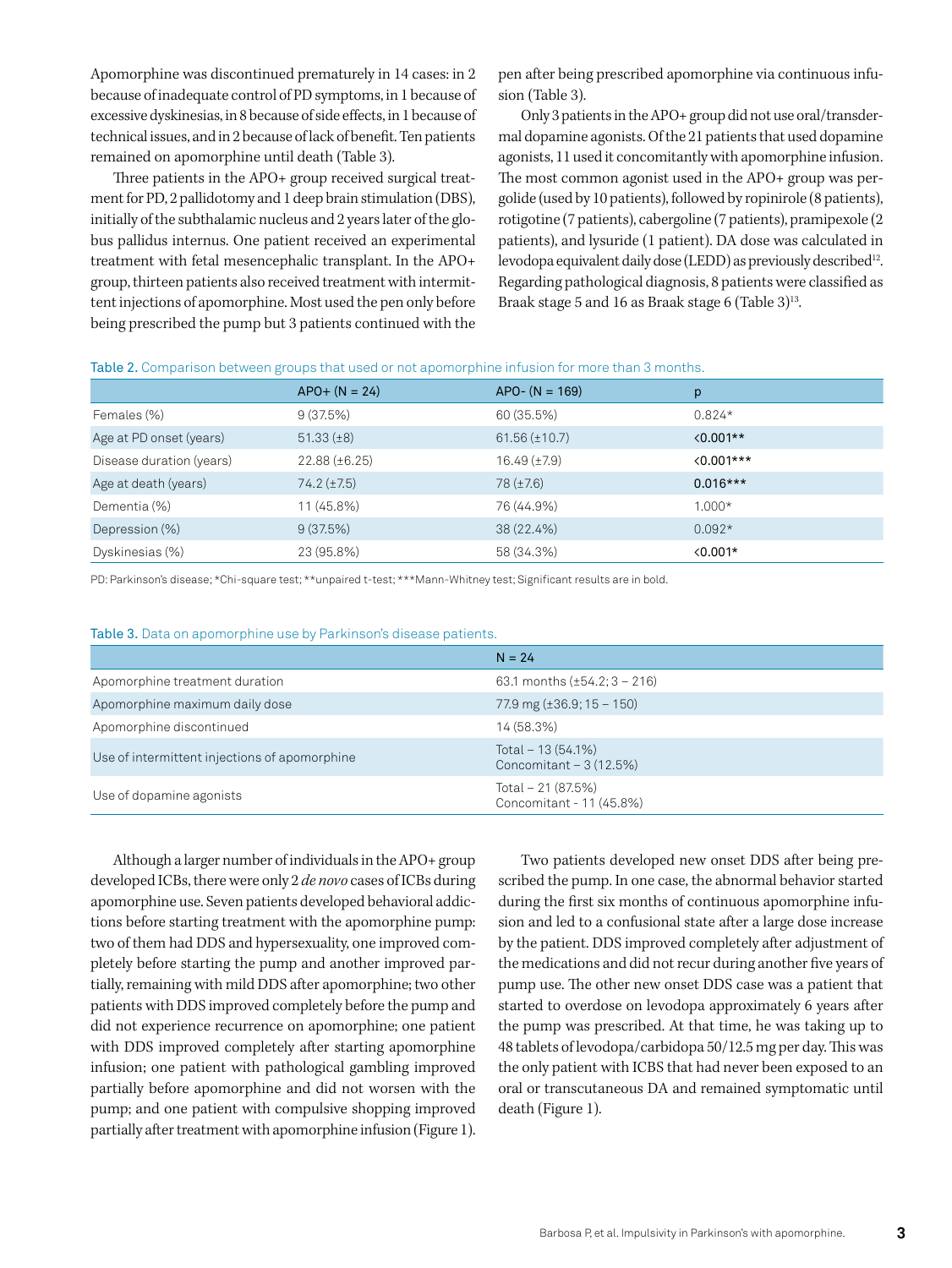Apomorphine was discontinued prematurely in 14 cases: in 2 because of inadequate control of PD symptoms, in 1 because of excessive dyskinesias, in 8 because of side effects, in 1 because of technical issues, and in 2 because of lack of benefit. Ten patients remained on apomorphine until death (Table 3).

Three patients in the APO+ group received surgical treatment for PD, 2 pallidotomy and 1 deep brain stimulation (DBS), initially of the subthalamic nucleus and 2 years later of the globus pallidus internus. One patient received an experimental treatment with fetal mesencephalic transplant. In the APO+ group, thirteen patients also received treatment with intermittent injections of apomorphine. Most used the pen only before being prescribed the pump but 3 patients continued with the pen after being prescribed apomorphine via continuous infusion (Table 3).

Only 3 patients in the APO+ group did not use oral/transdermal dopamine agonists. Of the 21 patients that used dopamine agonists, 11 used it concomitantly with apomorphine infusion. The most common agonist used in the APO+ group was pergolide (used by 10 patients), followed by ropinirole (8 patients), rotigotine (7 patients), cabergoline (7 patients), pramipexole (2 patients), and lysuride (1 patient). DA dose was calculated in levodopa equivalent daily dose (LEDD) as previously described[12]. Regarding pathological diagnosis, 8 patients were classified as Braak stage 5 and 16 as Braak stage 6 (Table 3)[13].

Table 2. Comparison between groups that used or not apomorphine infusion for more than 3 months.

| | APO+ (N = 24) | APO- (N = 169) | p |
|---|---|---|---|
| Females (%) | 9 (37.5%) | 60 (35.5%) | 0.824* |
| Age at PD onset (years) | 51.33 (±8) | 61.56 (±10.7) | **<0.001**** |
| Disease duration (years) | 22.88 (±6.25) | 16.49 (±7.9) | **<0.001***** |
| Age at death (years) | 74.2 (±7.5) | 78 (±7.6) | **0.016***** |
| Dementia (%) | 11 (45.8%) | 76 (44.9%) | 1.000* |
| Depression (%) | 9 (37.5%) | 38 (22.4%) | 0.092* |
| Dyskinesias (%) | 23 (95.8%) | 58 (34.3%) | **<0.001*** |

PD: Parkinson's disease; *Chi-square test; **unpaired t-test; ***Mann-Whitney test; Significant results are in bold.

Table 3. Data on apomorphine use by Parkinson's disease patients.

| | N = 24 |
|---|---|
| Apomorphine treatment duration | 63.1 months (±54.2; 3 – 216) |
| Apomorphine maximum daily dose | 77.9 mg (±36.9; 15 – 150) |
| Apomorphine discontinued | 14 (58.3%) |
| Use of intermittent injections of apomorphine | Total – 13 (54.1%)<br>Concomitant – 3 (12.5%) |
| Use of dopamine agonists | Total – 21 (87.5%)<br>Concomitant - 11 (45.8%) |

Although a larger number of individuals in the APO+ group developed ICBs, there were only 2 *de novo* cases of ICBs during apomorphine use. Seven patients developed behavioral addictions before starting treatment with the apomorphine pump: two of them had DDS and hypersexuality, one improved completely before starting the pump and another improved partially, remaining with mild DDS after apomorphine; two other patients with DDS improved completely before the pump and did not experience recurrence on apomorphine; one patient with DDS improved completely after starting apomorphine infusion; one patient with pathological gambling improved partially before apomorphine and did not worsen with the pump; and one patient with compulsive shopping improved partially after treatment with apomorphine infusion (Figure 1).

Two patients developed new onset DDS after being prescribed the pump. In one case, the abnormal behavior started during the first six months of continuous apomorphine infusion and led to a confusional state after a large dose increase by the patient. DDS improved completely after adjustment of the medications and did not recur during another five years of pump use. The other new onset DDS case was a patient that started to overdose on levodopa approximately 6 years after the pump was prescribed. At that time, he was taking up to 48 tablets of levodopa/carbidopa 50/12.5 mg per day. This was the only patient with ICBS that had never been exposed to an oral or transcutaneous DA and remained symptomatic until death (Figure 1).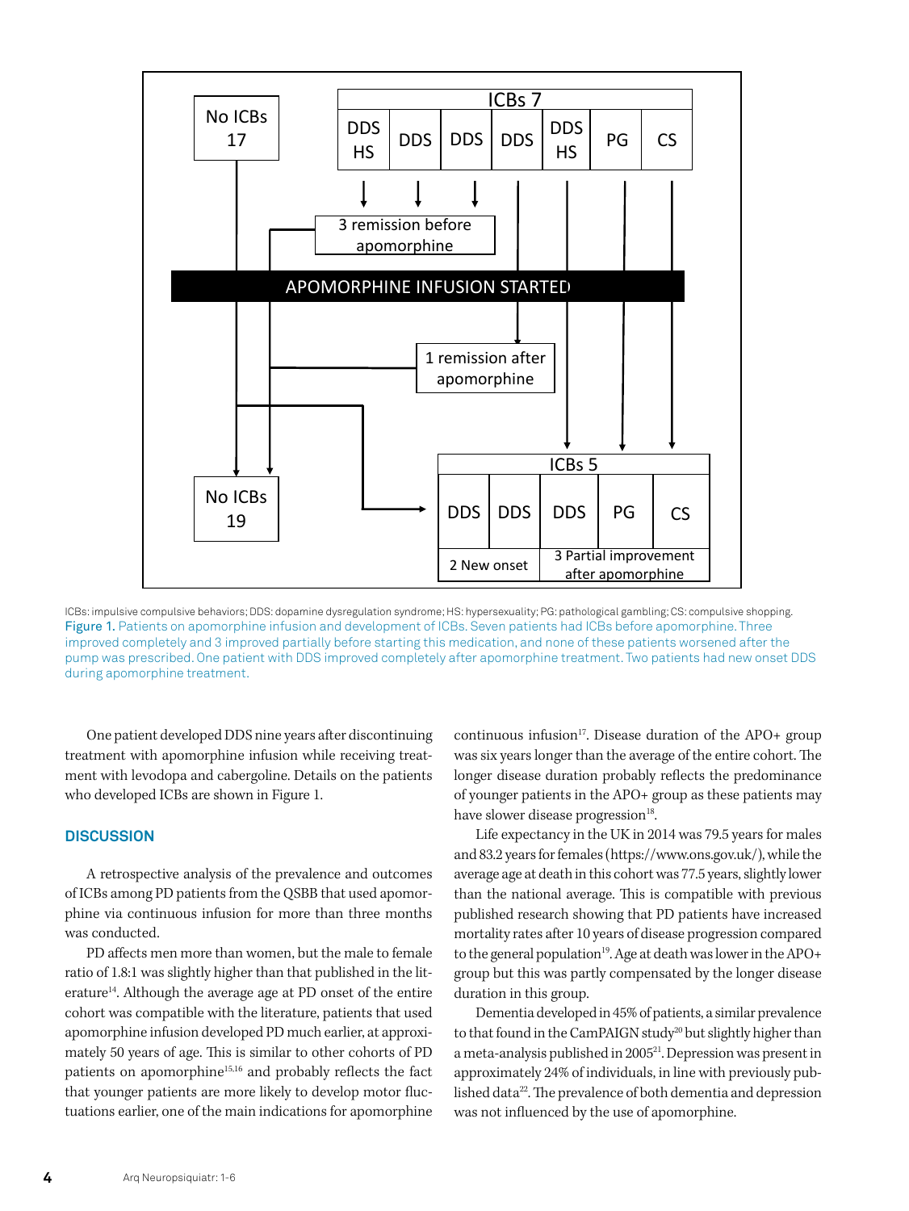ICBs: impulsive compulsive behaviors; DDS: dopamine dysregulation syndrome; HS: hypersexuality; PG: pathological gambling; CS: compulsive shopping.

Figure 1. Patients on apomorphine infusion and development of ICBs. Seven patients had ICBs before apomorphine. Three improved completely and 3 improved partially before starting this medication, and none of these patients worsened after the pump was prescribed. One patient with DDS improved completely after apomorphine treatment. Two patients had new onset DDS during apomorphine treatment.

One patient developed DDS nine years after discontinuing treatment with apomorphine infusion while receiving treatment with levodopa and cabergoline. Details on the patients who developed ICBs are shown in Figure 1.

## DISCUSSION

A retrospective analysis of the prevalence and outcomes of ICBs among PD patients from the QSBB that used apomorphine via continuous infusion for more than three months was conducted.

PD affects men more than women, but the male to female ratio of 1.8:1 was slightly higher than that published in the literature[14]. Although the average age at PD onset of the entire cohort was compatible with the literature, patients that used apomorphine infusion developed PD much earlier, at approximately 50 years of age. This is similar to other cohorts of PD patients on apomorphine[15,16] and probably reflects the fact that younger patients are more likely to develop motor fluctuations earlier, one of the main indications for apomorphine continuous infusion[17]. Disease duration of the APO+ group was six years longer than the average of the entire cohort. The longer disease duration probably reflects the predominance of younger patients in the APO+ group as these patients may have slower disease progression[18].

Life expectancy in the UK in 2014 was 79.5 years for males and 83.2 years for females (https://www.ons.gov.uk/), while the average age at death in this cohort was 77.5 years, slightly lower than the national average. This is compatible with previous published research showing that PD patients have increased mortality rates after 10 years of disease progression compared to the general population[19]. Age at death was lower in the APO+ group but this was partly compensated by the longer disease duration in this group.

Dementia developed in 45% of patients, a similar prevalence to that found in the CamPAIGN study[20] but slightly higher than a meta-analysis published in 2005[21]. Depression was present in approximately 24% of individuals, in line with previously published data[22]. The prevalence of both dementia and depression was not influenced by the use of apomorphine.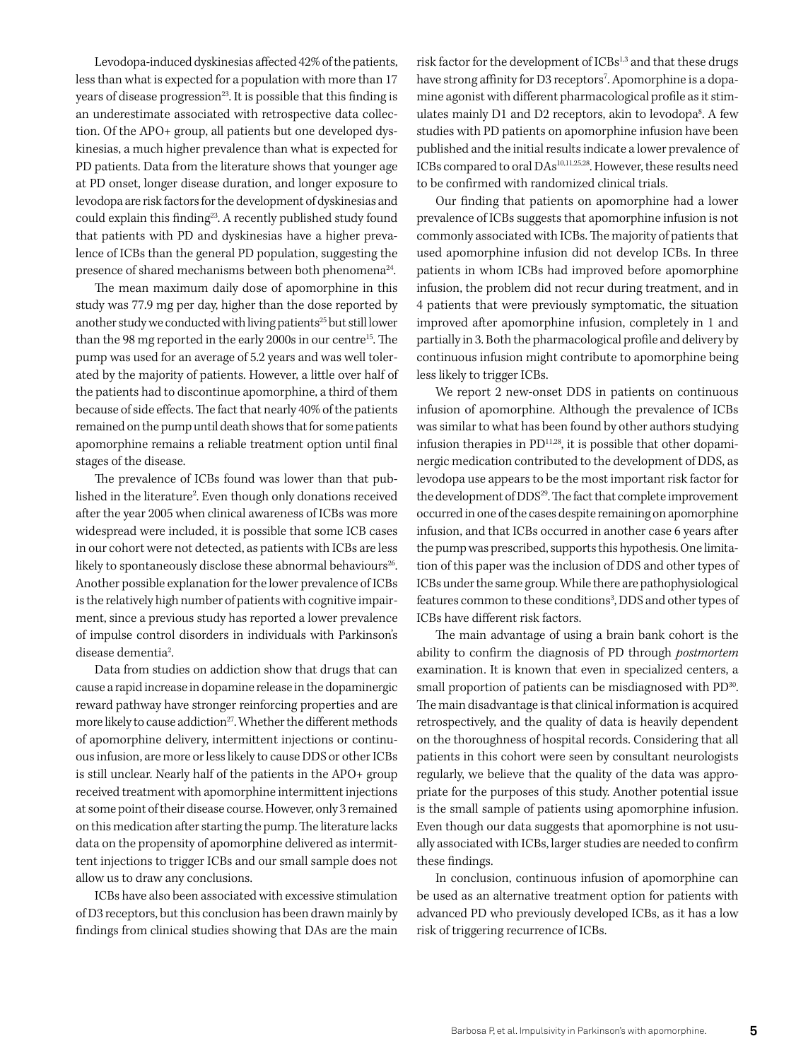Levodopa-induced dyskinesias affected 42% of the patients, less than what is expected for a population with more than 17 years of disease progression[23]. It is possible that this finding is an underestimate associated with retrospective data collection. Of the APO+ group, all patients but one developed dyskinesias, a much higher prevalence than what is expected for PD patients. Data from the literature shows that younger age at PD onset, longer disease duration, and longer exposure to levodopa are risk factors for the development of dyskinesias and could explain this finding[23]. A recently published study found that patients with PD and dyskinesias have a higher prevalence of ICBs than the general PD population, suggesting the presence of shared mechanisms between both phenomena[24].

The mean maximum daily dose of apomorphine in this study was 77.9 mg per day, higher than the dose reported by another study we conducted with living patients[25] but still lower than the 98 mg reported in the early 2000s in our centre[15]. The pump was used for an average of 5.2 years and was well tolerated by the majority of patients. However, a little over half of the patients had to discontinue apomorphine, a third of them because of side effects. The fact that nearly 40% of the patients remained on the pump until death shows that for some patients apomorphine remains a reliable treatment option until final stages of the disease.

The prevalence of ICBs found was lower than that published in the literature[2]. Even though only donations received after the year 2005 when clinical awareness of ICBs was more widespread were included, it is possible that some ICB cases in our cohort were not detected, as patients with ICBs are less likely to spontaneously disclose these abnormal behaviours[26]. Another possible explanation for the lower prevalence of ICBs is the relatively high number of patients with cognitive impairment, since a previous study has reported a lower prevalence of impulse control disorders in individuals with Parkinson's disease dementia[2].

Data from studies on addiction show that drugs that can cause a rapid increase in dopamine release in the dopaminergic reward pathway have stronger reinforcing properties and are more likely to cause addiction[27]. Whether the different methods of apomorphine delivery, intermittent injections or continuous infusion, are more or less likely to cause DDS or other ICBs is still unclear. Nearly half of the patients in the APO+ group received treatment with apomorphine intermittent injections at some point of their disease course. However, only 3 remained on this medication after starting the pump. The literature lacks data on the propensity of apomorphine delivered as intermittent injections to trigger ICBs and our small sample does not allow us to draw any conclusions.

ICBs have also been associated with excessive stimulation of D3 receptors, but this conclusion has been drawn mainly by findings from clinical studies showing that DAs are the main risk factor for the development of ICBs[1,3] and that these drugs have strong affinity for D3 receptors[7]. Apomorphine is a dopamine agonist with different pharmacological profile as it stimulates mainly D1 and D2 receptors, akin to levodopa[8]. A few studies with PD patients on apomorphine infusion have been published and the initial results indicate a lower prevalence of ICBs compared to oral DAs[10,11,25,28]. However, these results need to be confirmed with randomized clinical trials.

Our finding that patients on apomorphine had a lower prevalence of ICBs suggests that apomorphine infusion is not commonly associated with ICBs. The majority of patients that used apomorphine infusion did not develop ICBs. In three patients in whom ICBs had improved before apomorphine infusion, the problem did not recur during treatment, and in 4 patients that were previously symptomatic, the situation improved after apomorphine infusion, completely in 1 and partially in 3. Both the pharmacological profile and delivery by continuous infusion might contribute to apomorphine being less likely to trigger ICBs.

We report 2 new-onset DDS in patients on continuous infusion of apomorphine. Although the prevalence of ICBs was similar to what has been found by other authors studying infusion therapies in PD[11,28], it is possible that other dopaminergic medication contributed to the development of DDS, as levodopa use appears to be the most important risk factor for the development of DDS[29]. The fact that complete improvement occurred in one of the cases despite remaining on apomorphine infusion, and that ICBs occurred in another case 6 years after the pump was prescribed, supports this hypothesis. One limitation of this paper was the inclusion of DDS and other types of ICBs under the same group. While there are pathophysiological features common to these conditions[3], DDS and other types of ICBs have different risk factors.

The main advantage of using a brain bank cohort is the ability to confirm the diagnosis of PD through *postmortem* examination. It is known that even in specialized centers, a small proportion of patients can be misdiagnosed with PD[30]. The main disadvantage is that clinical information is acquired retrospectively, and the quality of data is heavily dependent on the thoroughness of hospital records. Considering that all patients in this cohort were seen by consultant neurologists regularly, we believe that the quality of the data was appropriate for the purposes of this study. Another potential issue is the small sample of patients using apomorphine infusion. Even though our data suggests that apomorphine is not usually associated with ICBs, larger studies are needed to confirm these findings.

In conclusion, continuous infusion of apomorphine can be used as an alternative treatment option for patients with advanced PD who previously developed ICBs, as it has a low risk of triggering recurrence of ICBs.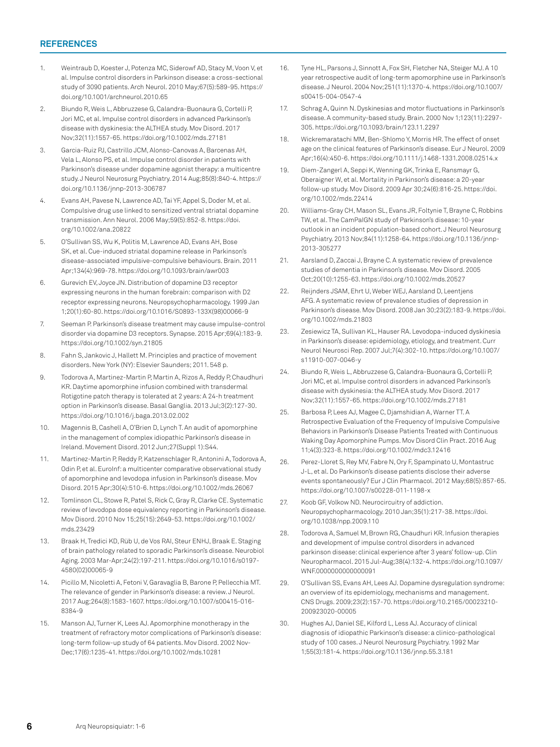## REFERENCES

1. Weintraub D, Koester J, Potenza MC, Siderowf AD, Stacy M, Voon V, et al. Impulse control disorders in Parkinson disease: a cross-sectional study of 3090 patients. Arch Neurol. 2010 May;67(5):589-95. https://doi.org/10.1001/archneurol.2010.65
2. Biundo R, Weis L, Abbruzzese G, Calandra-Buonaura G, Cortelli P, Jori MC, et al. Impulse control disorders in advanced Parkinson's disease with dyskinesia: the ALTHEA study. Mov Disord. 2017 Nov;32(11):1557-65. https://doi.org/10.1002/mds.27181
3. Garcia-Ruiz PJ, Castrillo JCM, Alonso-Canovas A, Barcenas AH, Vela L, Alonso PS, et al. Impulse control disorder in patients with Parkinson's disease under dopamine agonist therapy: a multicentre study. J Neurol Neurosurg Psychiatry. 2014 Aug;85(8):840-4. https://doi.org/10.1136/jnnp-2013-306787
4. Evans AH, Pavese N, Lawrence AD, Tai YF, Appel S, Doder M, et al. Compulsive drug use linked to sensitized ventral striatal dopamine transmission. Ann Neurol. 2006 May;59(5):852-8. https://doi.org/10.1002/ana.20822
5. O'Sullivan SS, Wu K, Politis M, Lawrence AD, Evans AH, Bose SK, et al. Cue-induced striatal dopamine release in Parkinson's disease-associated impulsive-compulsive behaviours. Brain. 2011 Apr;134(4):969-78. https://doi.org/10.1093/brain/awr003
6. Gurevich EV, Joyce JN. Distribution of dopamine D3 receptor expressing neurons in the human forebrain: comparison with D2 receptor expressing neurons. Neuropsychopharmacology. 1999 Jan 1;20(1):60-80. https://doi.org/10.1016/S0893-133X(98)00066-9
7. Seeman P. Parkinson's disease treatment may cause impulse-control disorder via dopamine D3 receptors. Synapse. 2015 Apr;69(4):183-9. https://doi.org/10.1002/syn.21805
8. Fahn S, Jankovic J, Hallett M. Principles and practice of movement disorders. New York (NY): Elsevier Saunders; 2011. 548 p.
9. Todorova A, Martinez-Martin P, Martin A, Rizos A, Reddy P, Chaudhuri KR. Daytime apomorphine infusion combined with transdermal Rotigotine patch therapy is tolerated at 2 years: A 24-h treatment option in Parkinson's disease. Basal Ganglia. 2013 Jul;3(2):127-30. https://doi.org/10.1016/j.baga.2013.02.002
10. Magennis B, Cashell A, O'Brien D, Lynch T. An audit of apomorphine in the management of complex idiopathic Parkinson's disease in Ireland. Movement Disord. 2012 Jun;27(Suppl 1):S44.
11. Martinez-Martin P, Reddy P, Katzenschlager R, Antonini A, Todorova A, Odin P, et al. EuroInf: a multicenter comparative observational study of apomorphine and levodopa infusion in Parkinson's disease. Mov Disord. 2015 Apr;30(4):510-6. https://doi.org/10.1002/mds.26067
12. Tomlinson CL, Stowe R, Patel S, Rick C, Gray R, Clarke CE. Systematic review of levodopa dose equivalency reporting in Parkinson's disease. Mov Disord. 2010 Nov 15;25(15):2649-53. https://doi.org/10.1002/mds.23429
13. Braak H, Tredici KD, Rüb U, de Vos RAI, Steur ENHJ, Braak E. Staging of brain pathology related to sporadic Parkinson's disease. Neurobiol Aging. 2003 Mar-Apr;24(2):197-211. https://doi.org/10.1016/s0197-4580(02)00065-9
14. Picillo M, Nicoletti A, Fetoni V, Garavaglia B, Barone P, Pellecchia MT. The relevance of gender in Parkinson's disease: a review. J Neurol. 2017 Aug;264(8):1583-1607. https://doi.org/10.1007/s00415-016-8384-9
15. Manson AJ, Turner K, Lees AJ. Apomorphine monotherapy in the treatment of refractory motor complications of Parkinson's disease: long-term follow-up study of 64 patients. Mov Disord. 2002 Nov-Dec;17(6):1235-41. https://doi.org/10.1002/mds.10281
16. Tyne HL, Parsons J, Sinnott A, Fox SH, Fletcher NA, Steiger MJ. A 10 year retrospective audit of long-term apomorphine use in Parkinson's disease. J Neurol. 2004 Nov;251(11):1370-4. https://doi.org/10.1007/s00415-004-0547-4
17. Schrag A, Quinn N. Dyskinesias and motor fluctuations in Parkinson's disease. A community-based study. Brain. 2000 Nov 1;123(11):2297-305. https://doi.org/10.1093/brain/123.11.2297
18. Wickremaratachi MM, Ben-Shlomo Y, Morris HR. The effect of onset age on the clinical features of Parkinson's disease. Eur J Neurol. 2009 Apr;16(4):450-6. https://doi.org/10.1111/j.1468-1331.2008.02514.x
19. Diem-Zangerl A, Seppi K, Wenning GK, Trinka E, Ransmayr G, Oberaigner W, et al. Mortality in Parkinson's disease: a 20-year follow-up study. Mov Disord. 2009 Apr 30;24(6):816-25. https://doi.org/10.1002/mds.22414
20. Williams-Gray CH, Mason SL, Evans JR, Foltynie T, Brayne C, Robbins TW, et al. The CamPaIGN study of Parkinson's disease: 10-year outlook in an incident population-based cohort. J Neurol Neurosurg Psychiatry. 2013 Nov;84(11):1258-64. https://doi.org/10.1136/jnnp-2013-305277
21. Aarsland D, Zaccai J, Brayne C. A systematic review of prevalence studies of dementia in Parkinson's disease. Mov Disord. 2005 Oct;20(10):1255-63. https://doi.org/10.1002/mds.20527
22. Reijnders JSAM, Ehrt U, Weber WEJ, Aarsland D, Leentjens AFG. A systematic review of prevalence studies of depression in Parkinson's disease. Mov Disord. 2008 Jan 30;23(2):183-9. https://doi.org/10.1002/mds.21803
23. Zesiewicz TA, Sullivan KL, Hauser RA. Levodopa-induced dyskinesia in Parkinson's disease: epidemiology, etiology, and treatment. Curr Neurol Neurosci Rep. 2007 Jul;7(4):302-10. https://doi.org/10.1007/s11910-007-0046-y
24. Biundo R, Weis L, Abbruzzese G, Calandra-Buonaura G, Cortelli P, Jori MC, et al. Impulse control disorders in advanced Parkinson's disease with dyskinesia: the ALTHEA study. Mov Disord. 2017 Nov;32(11):1557-65. https://doi.org/10.1002/mds.27181
25. Barbosa P, Lees AJ, Magee C, Djamshidian A, Warner TT. A Retrospective Evaluation of the Frequency of Impulsive Compulsive Behaviors in Parkinson's Disease Patients Treated with Continuous Waking Day Apomorphine Pumps. Mov Disord Clin Pract. 2016 Aug 11;4(3):323-8. https://doi.org/10.1002/mdc3.12416
26. Perez-Lloret S, Rey MV, Fabre N, Ory F, Spampinato U, Montastruc J-L, et al. Do Parkinson's disease patients disclose their adverse events spontaneously? Eur J Clin Pharmacol. 2012 May;68(5):857-65. https://doi.org/10.1007/s00228-011-1198-x
27. Koob GF, Volkow ND. Neurocircuitry of addiction. Neuropsychopharmacology. 2010 Jan;35(1):217-38. https://doi.org/10.1038/npp.2009.110
28. Todorova A, Samuel M, Brown RG, Chaudhuri KR. Infusion therapies and development of impulse control disorders in advanced parkinson disease: clinical experience after 3 years' follow-up. Clin Neuropharmacol. 2015 Jul-Aug;38(4):132-4. https://doi.org/10.1097/WNF.0000000000000091
29. O'Sullivan SS, Evans AH, Lees AJ. Dopamine dysregulation syndrome: an overview of its epidemiology, mechanisms and management. CNS Drugs. 2009;23(2):157-70. https://doi.org/10.2165/00023210-200923020-00005
30. Hughes AJ, Daniel SE, Kilford L, Less AJ. Accuracy of clinical diagnosis of idiopathic Parkinson's disease: a clinico-pathological study of 100 cases. J Neurol Neurosurg Psychiatry. 1992 Mar 1;55(3):181-4. https://doi.org/10.1136/jnnp.55.3.181